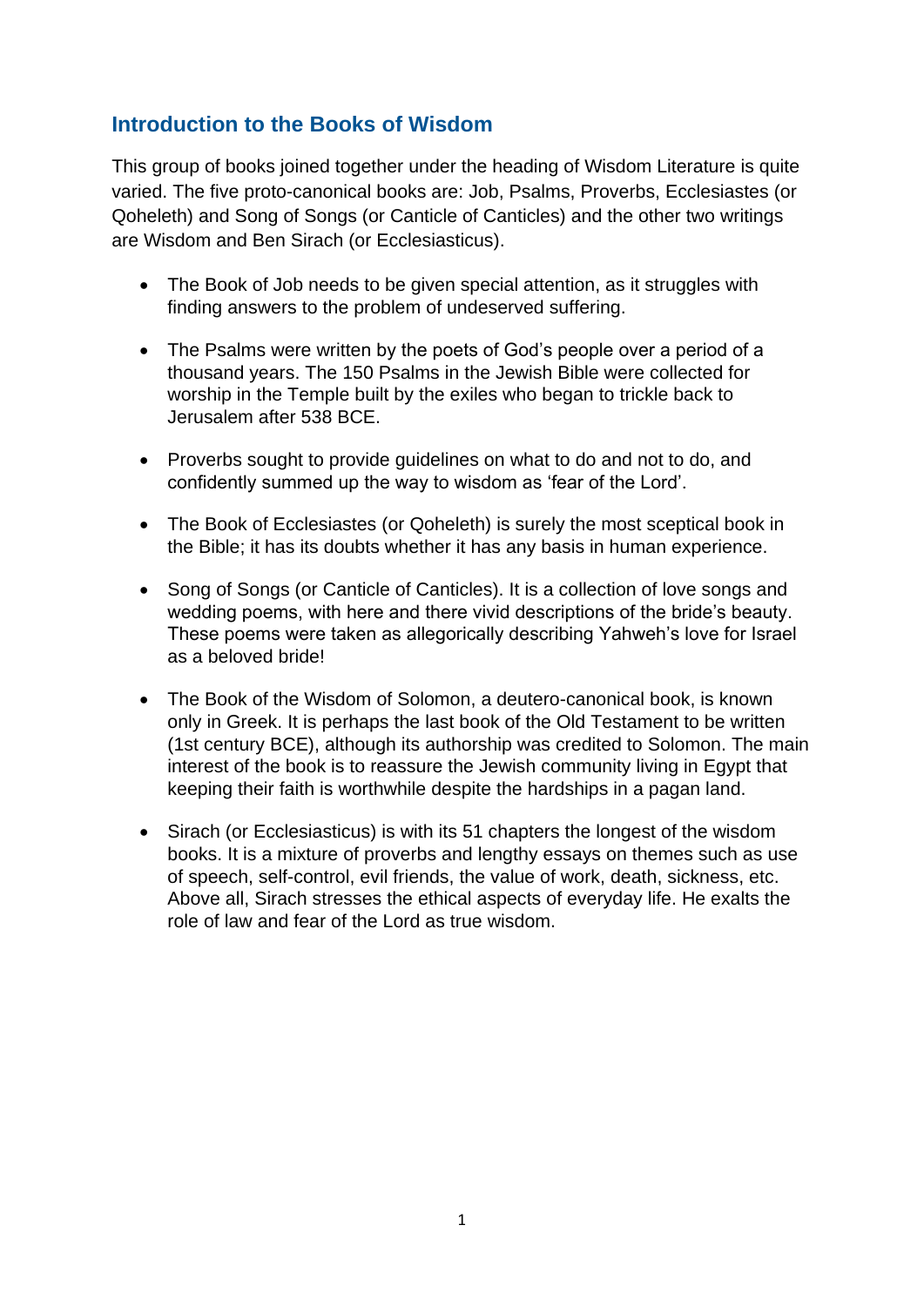## Introduction to the Books of Wisdom

This group of books joined together under the heading of Wisdom Literature is quite varied. The five proto-canonical books are: Job, Psalms, Proverbs, Ecclesiastes (or Qoheleth) and Song of Songs (or Canticle of Canticles) and the other two writings are Wisdom and Ben Sirach (or Ecclesiasticus).

- The Book of Job needs to be given special attention, as it struggles with finding answers to the problem of undeserved suffering.

- The Psalms were written by the poets of God's people over a period of a thousand years. The 150 Psalms in the Jewish Bible were collected for worship in the Temple built by the exiles who began to trickle back to Jerusalem after 538 BCE.

- Proverbs sought to provide guidelines on what to do and not to do, and confidently summed up the way to wisdom as 'fear of the Lord'.

- The Book of Ecclesiastes (or Qoheleth) is surely the most sceptical book in the Bible; it has its doubts whether it has any basis in human experience.

- Song of Songs (or Canticle of Canticles). It is a collection of love songs and wedding poems, with here and there vivid descriptions of the bride's beauty. These poems were taken as allegorically describing Yahweh's love for Israel as a beloved bride!

- The Book of the Wisdom of Solomon, a deutero-canonical book, is known only in Greek. It is perhaps the last book of the Old Testament to be written (1st century BCE), although its authorship was credited to Solomon. The main interest of the book is to reassure the Jewish community living in Egypt that keeping their faith is worthwhile despite the hardships in a pagan land.

- Sirach (or Ecclesiasticus) is with its 51 chapters the longest of the wisdom books. It is a mixture of proverbs and lengthy essays on themes such as use of speech, self-control, evil friends, the value of work, death, sickness, etc. Above all, Sirach stresses the ethical aspects of everyday life. He exalts the role of law and fear of the Lord as true wisdom.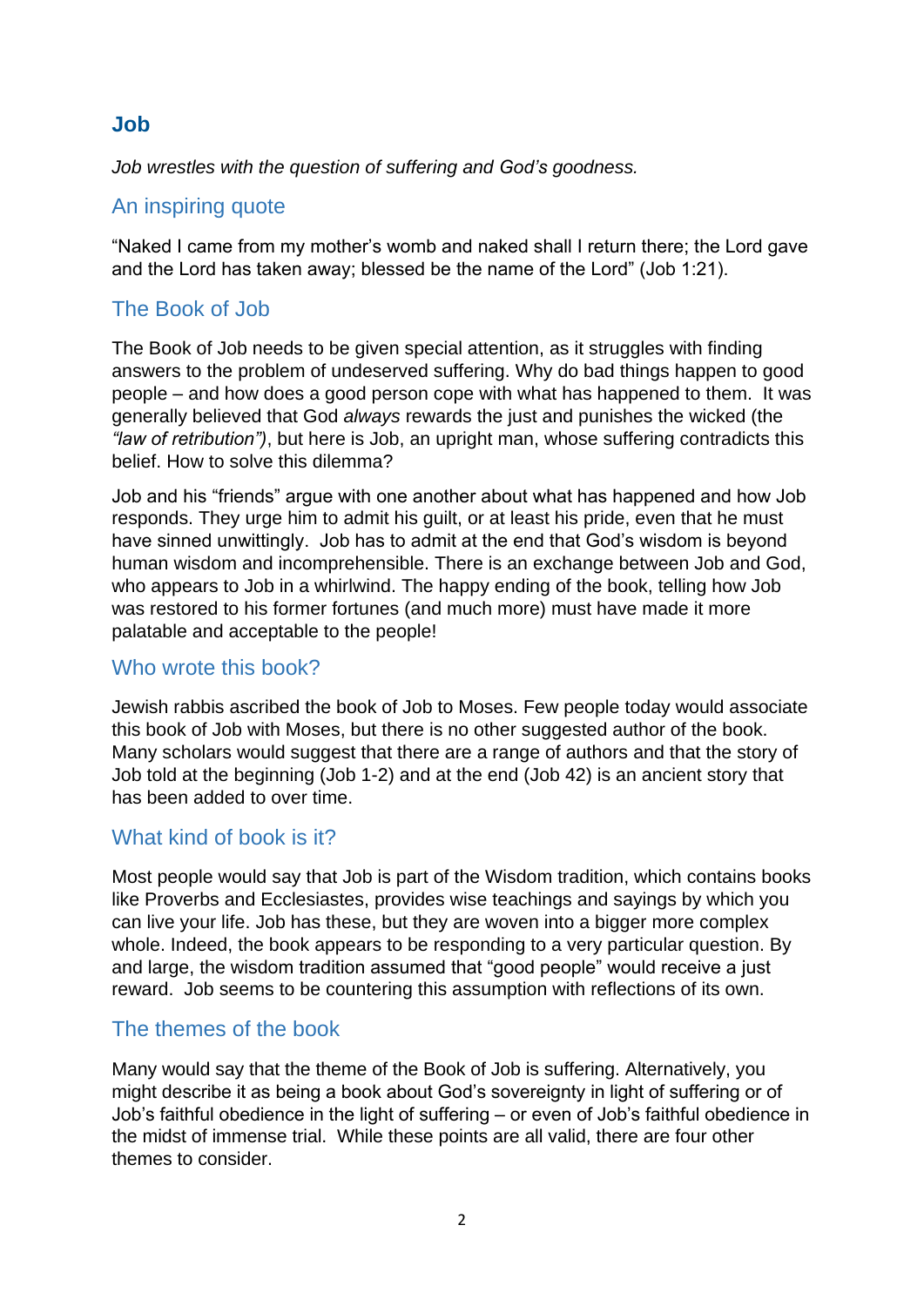## Job

*Job wrestles with the question of suffering and God's goodness.*

### An inspiring quote

"Naked I came from my mother's womb and naked shall I return there; the Lord gave and the Lord has taken away; blessed be the name of the Lord" (Job 1:21).

### The Book of Job

The Book of Job needs to be given special attention, as it struggles with finding answers to the problem of undeserved suffering. Why do bad things happen to good people – and how does a good person cope with what has happened to them. It was generally believed that God *always* rewards the just and punishes the wicked (the *"law of retribution")*, but here is Job, an upright man, whose suffering contradicts this belief. How to solve this dilemma?

Job and his "friends" argue with one another about what has happened and how Job responds. They urge him to admit his guilt, or at least his pride, even that he must have sinned unwittingly. Job has to admit at the end that God's wisdom is beyond human wisdom and incomprehensible. There is an exchange between Job and God, who appears to Job in a whirlwind. The happy ending of the book, telling how Job was restored to his former fortunes (and much more) must have made it more palatable and acceptable to the people!

### Who wrote this book?

Jewish rabbis ascribed the book of Job to Moses. Few people today would associate this book of Job with Moses, but there is no other suggested author of the book. Many scholars would suggest that there are a range of authors and that the story of Job told at the beginning (Job 1-2) and at the end (Job 42) is an ancient story that has been added to over time.

### What kind of book is it?

Most people would say that Job is part of the Wisdom tradition, which contains books like Proverbs and Ecclesiastes, provides wise teachings and sayings by which you can live your life. Job has these, but they are woven into a bigger more complex whole. Indeed, the book appears to be responding to a very particular question. By and large, the wisdom tradition assumed that "good people" would receive a just reward. Job seems to be countering this assumption with reflections of its own.

### The themes of the book

Many would say that the theme of the Book of Job is suffering. Alternatively, you might describe it as being a book about God's sovereignty in light of suffering or of Job's faithful obedience in the light of suffering – or even of Job's faithful obedience in the midst of immense trial. While these points are all valid, there are four other themes to consider.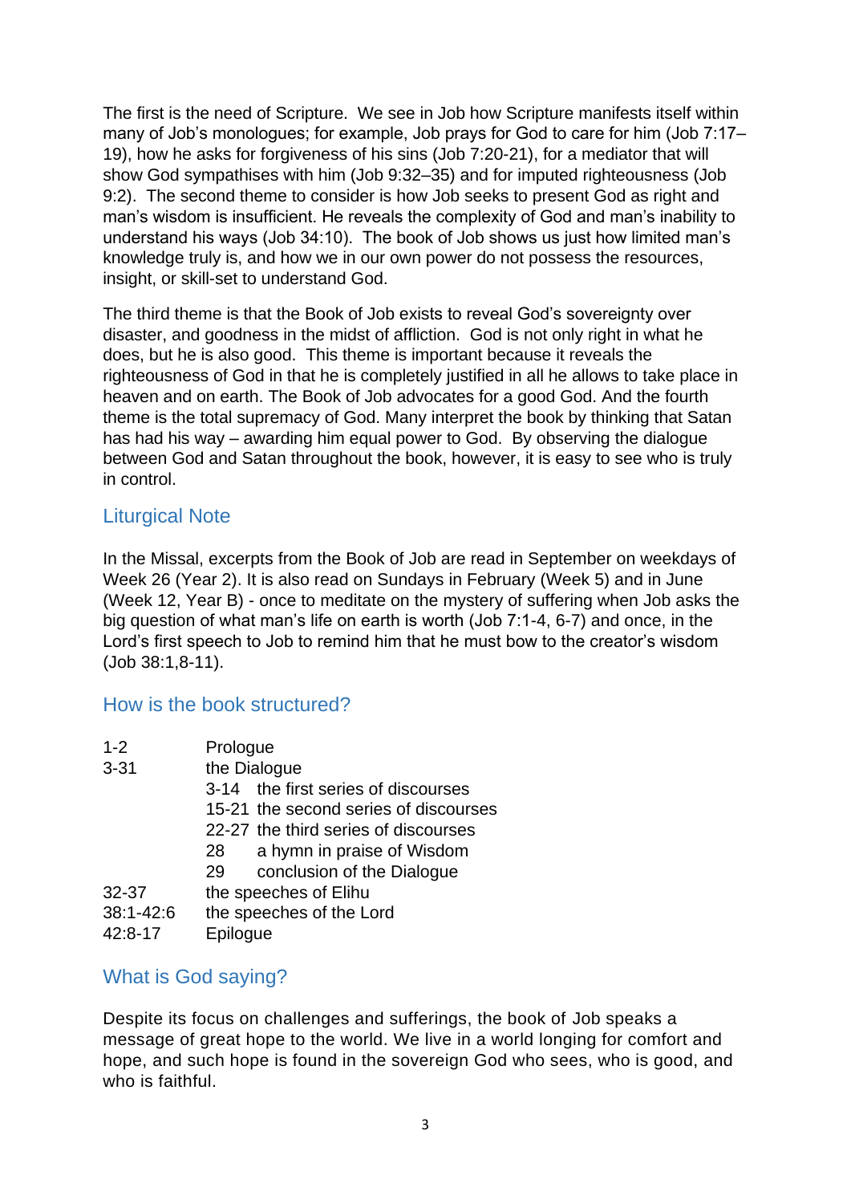The first is the need of Scripture. We see in Job how Scripture manifests itself within many of Job's monologues; for example, Job prays for God to care for him (Job 7:17–19), how he asks for forgiveness of his sins (Job 7:20-21), for a mediator that will show God sympathises with him (Job 9:32–35) and for imputed righteousness (Job 9:2). The second theme to consider is how Job seeks to present God as right and man's wisdom is insufficient. He reveals the complexity of God and man's inability to understand his ways (Job 34:10). The book of Job shows us just how limited man's knowledge truly is, and how we in our own power do not possess the resources, insight, or skill-set to understand God.

The third theme is that the Book of Job exists to reveal God's sovereignty over disaster, and goodness in the midst of affliction. God is not only right in what he does, but he is also good. This theme is important because it reveals the righteousness of God in that he is completely justified in all he allows to take place in heaven and on earth. The Book of Job advocates for a good God. And the fourth theme is the total supremacy of God. Many interpret the book by thinking that Satan has had his way – awarding him equal power to God. By observing the dialogue between God and Satan throughout the book, however, it is easy to see who is truly in control.

## Liturgical Note

In the Missal, excerpts from the Book of Job are read in September on weekdays of Week 26 (Year 2). It is also read on Sundays in February (Week 5) and in June (Week 12, Year B) - once to meditate on the mystery of suffering when Job asks the big question of what man's life on earth is worth (Job 7:1-4, 6-7) and once, in the Lord's first speech to Job to remind him that he must bow to the creator's wisdom (Job 38:1,8-11).

## How is the book structured?

| | | |
|---|---|---|
| 1-2 | Prologue | |
| 3-31 | the Dialogue | |
| | 3-14 | the first series of discourses |
| | 15-21 | the second series of discourses |
| | 22-27 | the third series of discourses |
| | 28 | a hymn in praise of Wisdom |
| | 29 | conclusion of the Dialogue |
| 32-37 | the speeches of Elihu | |
| 38:1-42:6 | the speeches of the Lord | |
| 42:8-17 | Epilogue | |

## What is God saying?

Despite its focus on challenges and sufferings, the book of Job speaks a message of great hope to the world. We live in a world longing for comfort and hope, and such hope is found in the sovereign God who sees, who is good, and who is faithful.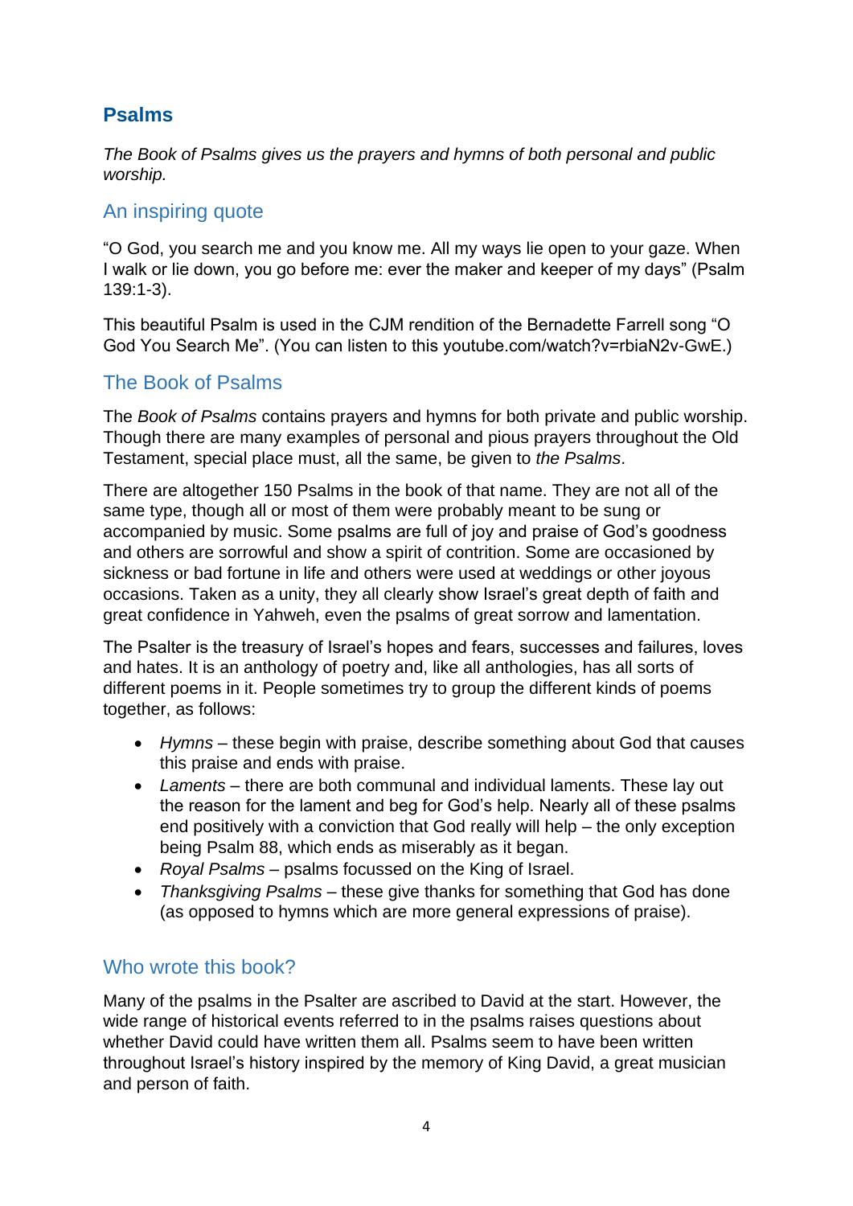## Psalms

*The Book of Psalms gives us the prayers and hymns of both personal and public worship.*

### An inspiring quote

"O God, you search me and you know me. All my ways lie open to your gaze. When I walk or lie down, you go before me: ever the maker and keeper of my days" (Psalm 139:1-3).

This beautiful Psalm is used in the CJM rendition of the Bernadette Farrell song "O God You Search Me". (You can listen to this youtube.com/watch?v=rbiaN2v-GwE.)

### The Book of Psalms

The *Book of Psalms* contains prayers and hymns for both private and public worship. Though there are many examples of personal and pious prayers throughout the Old Testament, special place must, all the same, be given to *the Psalms*.

There are altogether 150 Psalms in the book of that name. They are not all of the same type, though all or most of them were probably meant to be sung or accompanied by music. Some psalms are full of joy and praise of God's goodness and others are sorrowful and show a spirit of contrition. Some are occasioned by sickness or bad fortune in life and others were used at weddings or other joyous occasions. Taken as a unity, they all clearly show Israel's great depth of faith and great confidence in Yahweh, even the psalms of great sorrow and lamentation.

The Psalter is the treasury of Israel's hopes and fears, successes and failures, loves and hates. It is an anthology of poetry and, like all anthologies, has all sorts of different poems in it. People sometimes try to group the different kinds of poems together, as follows:

- *Hymns* – these begin with praise, describe something about God that causes this praise and ends with praise.
- *Laments* – there are both communal and individual laments. These lay out the reason for the lament and beg for God's help. Nearly all of these psalms end positively with a conviction that God really will help – the only exception being Psalm 88, which ends as miserably as it began.
- *Royal Psalms* – psalms focussed on the King of Israel.
- *Thanksgiving Psalms* – these give thanks for something that God has done (as opposed to hymns which are more general expressions of praise).

### Who wrote this book?

Many of the psalms in the Psalter are ascribed to David at the start. However, the wide range of historical events referred to in the psalms raises questions about whether David could have written them all. Psalms seem to have been written throughout Israel's history inspired by the memory of King David, a great musician and person of faith.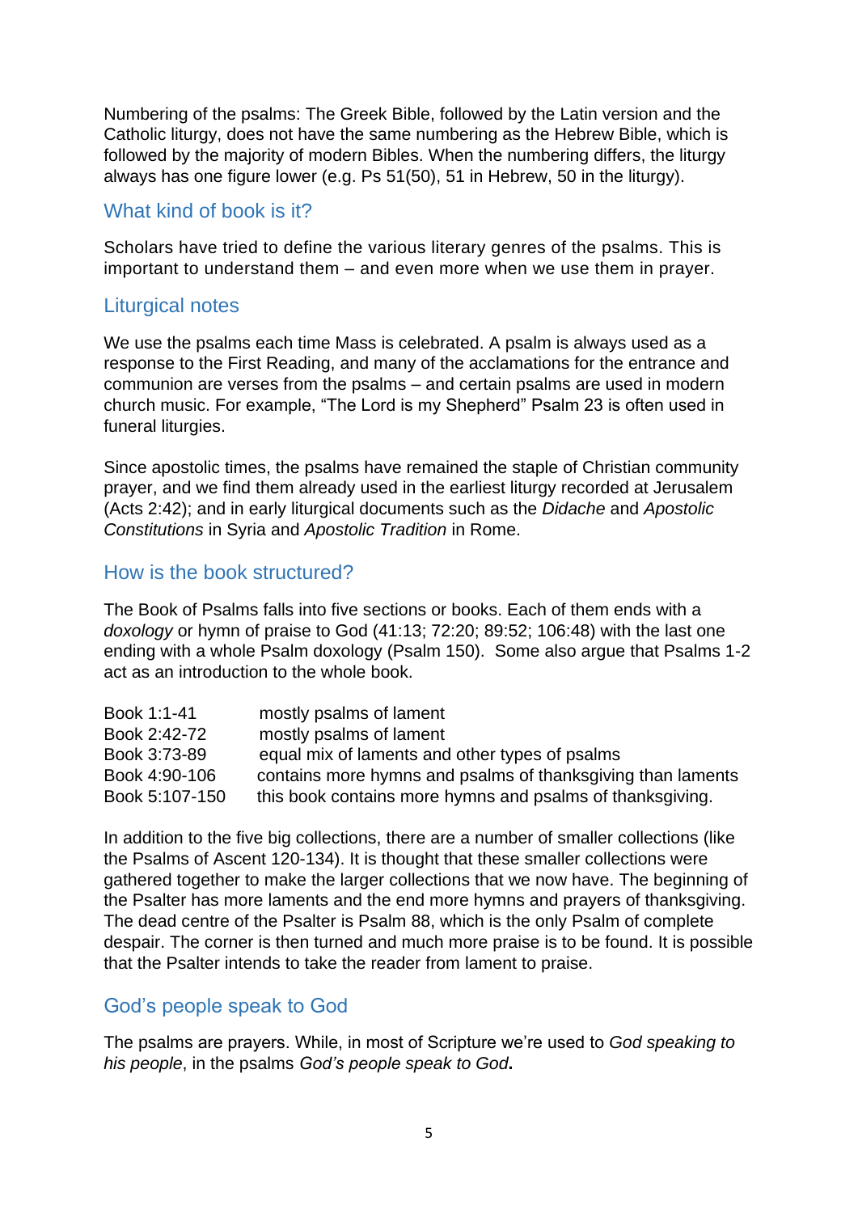Numbering of the psalms: The Greek Bible, followed by the Latin version and the Catholic liturgy, does not have the same numbering as the Hebrew Bible, which is followed by the majority of modern Bibles. When the numbering differs, the liturgy always has one figure lower (e.g. Ps 51(50), 51 in Hebrew, 50 in the liturgy).

## What kind of book is it?

Scholars have tried to define the various literary genres of the psalms. This is important to understand them – and even more when we use them in prayer.

## Liturgical notes

We use the psalms each time Mass is celebrated. A psalm is always used as a response to the First Reading, and many of the acclamations for the entrance and communion are verses from the psalms – and certain psalms are used in modern church music. For example, "The Lord is my Shepherd" Psalm 23 is often used in funeral liturgies.

Since apostolic times, the psalms have remained the staple of Christian community prayer, and we find them already used in the earliest liturgy recorded at Jerusalem (Acts 2:42); and in early liturgical documents such as the *Didache* and *Apostolic Constitutions* in Syria and *Apostolic Tradition* in Rome.

## How is the book structured?

The Book of Psalms falls into five sections or books. Each of them ends with a *doxology* or hymn of praise to God (41:13; 72:20; 89:52; 106:48) with the last one ending with a whole Psalm doxology (Psalm 150). Some also argue that Psalms 1-2 act as an introduction to the whole book.

| | |
|---|---|
| Book 1:1-41 | mostly psalms of lament |
| Book 2:42-72 | mostly psalms of lament |
| Book 3:73-89 | equal mix of laments and other types of psalms |
| Book 4:90-106 | contains more hymns and psalms of thanksgiving than laments |
| Book 5:107-150 | this book contains more hymns and psalms of thanksgiving. |

In addition to the five big collections, there are a number of smaller collections (like the Psalms of Ascent 120-134). It is thought that these smaller collections were gathered together to make the larger collections that we now have. The beginning of the Psalter has more laments and the end more hymns and prayers of thanksgiving. The dead centre of the Psalter is Psalm 88, which is the only Psalm of complete despair. The corner is then turned and much more praise is to be found. It is possible that the Psalter intends to take the reader from lament to praise.

## God's people speak to God

The psalms are prayers. While, in most of Scripture we're used to *God speaking to his people*, in the psalms *God's people speak to God***.**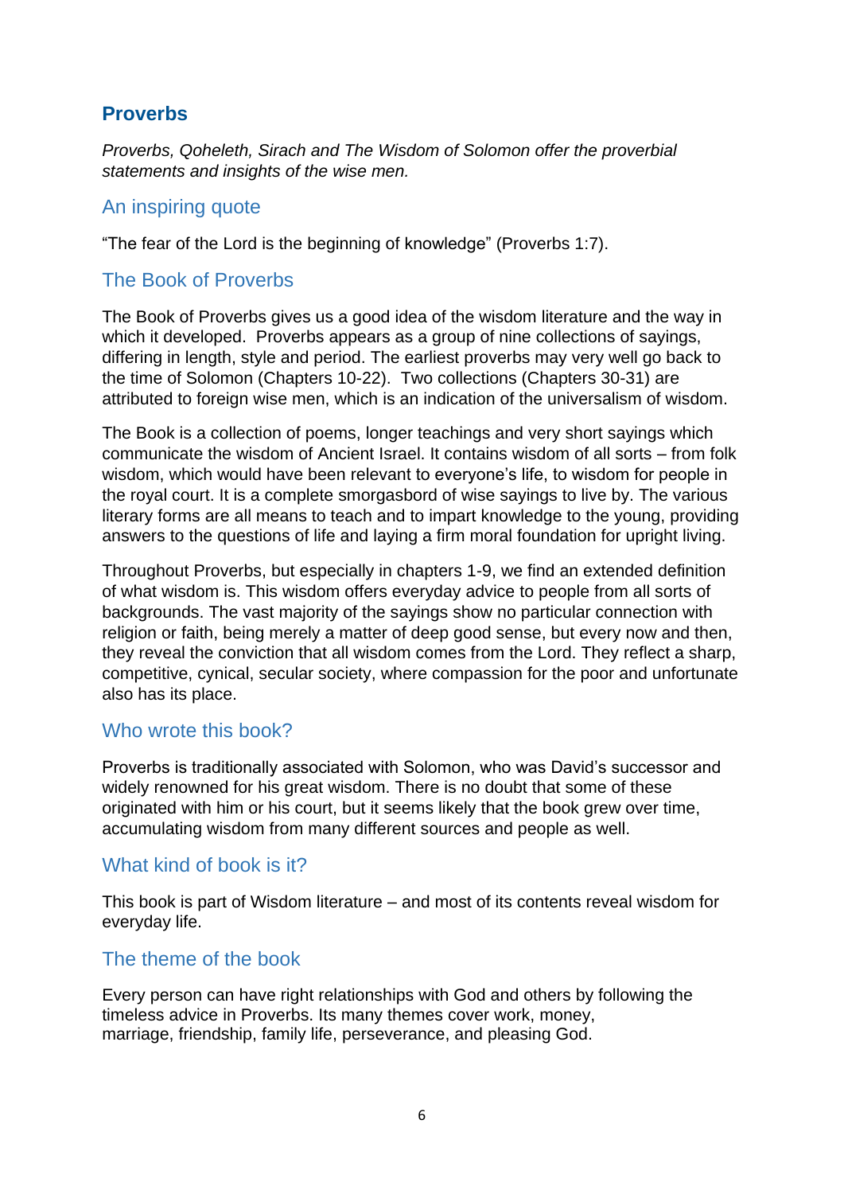## Proverbs

*Proverbs, Qoheleth, Sirach and The Wisdom of Solomon offer the proverbial statements and insights of the wise men.*

### An inspiring quote

“The fear of the Lord is the beginning of knowledge” (Proverbs 1:7).

### The Book of Proverbs

The Book of Proverbs gives us a good idea of the wisdom literature and the way in which it developed. Proverbs appears as a group of nine collections of sayings, differing in length, style and period. The earliest proverbs may very well go back to the time of Solomon (Chapters 10-22). Two collections (Chapters 30-31) are attributed to foreign wise men, which is an indication of the universalism of wisdom.

The Book is a collection of poems, longer teachings and very short sayings which communicate the wisdom of Ancient Israel. It contains wisdom of all sorts – from folk wisdom, which would have been relevant to everyone’s life, to wisdom for people in the royal court. It is a complete smorgasbord of wise sayings to live by. The various literary forms are all means to teach and to impart knowledge to the young, providing answers to the questions of life and laying a firm moral foundation for upright living.

Throughout Proverbs, but especially in chapters 1-9, we find an extended definition of what wisdom is. This wisdom offers everyday advice to people from all sorts of backgrounds. The vast majority of the sayings show no particular connection with religion or faith, being merely a matter of deep good sense, but every now and then, they reveal the conviction that all wisdom comes from the Lord. They reflect a sharp, competitive, cynical, secular society, where compassion for the poor and unfortunate also has its place.

### Who wrote this book?

Proverbs is traditionally associated with Solomon, who was David’s successor and widely renowned for his great wisdom. There is no doubt that some of these originated with him or his court, but it seems likely that the book grew over time, accumulating wisdom from many different sources and people as well.

### What kind of book is it?

This book is part of Wisdom literature – and most of its contents reveal wisdom for everyday life.

### The theme of the book

Every person can have right relationships with God and others by following the timeless advice in Proverbs. Its many themes cover work, money, marriage, friendship, family life, perseverance, and pleasing God.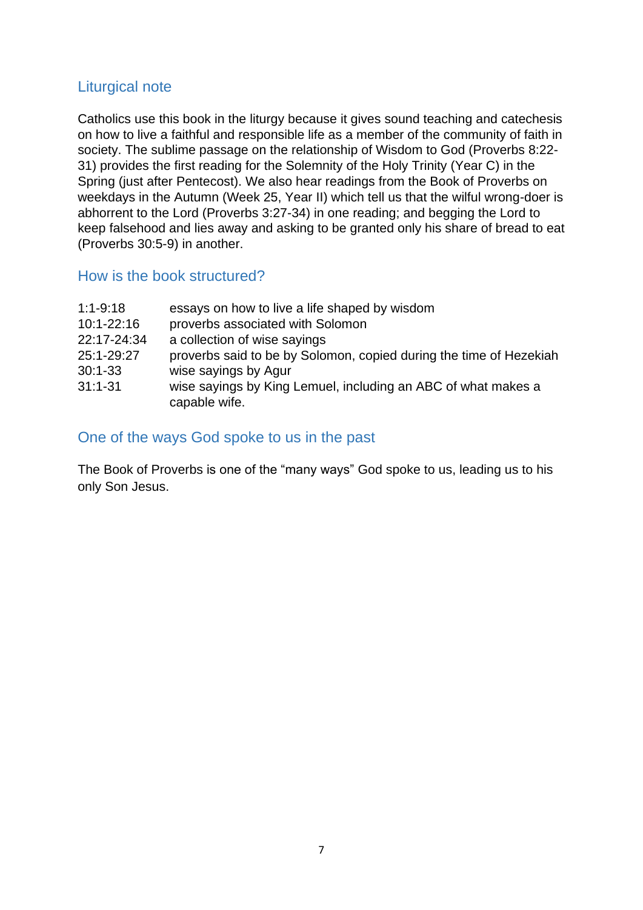## Liturgical note

Catholics use this book in the liturgy because it gives sound teaching and catechesis on how to live a faithful and responsible life as a member of the community of faith in society. The sublime passage on the relationship of Wisdom to God (Proverbs 8:22-31) provides the first reading for the Solemnity of the Holy Trinity (Year C) in the Spring (just after Pentecost). We also hear readings from the Book of Proverbs on weekdays in the Autumn (Week 25, Year II) which tell us that the wilful wrong-doer is abhorrent to the Lord (Proverbs 3:27-34) in one reading; and begging the Lord to keep falsehood and lies away and asking to be granted only his share of bread to eat (Proverbs 30:5-9) in another.

## How is the book structured?

| | |
|---|---|
| 1:1-9:18 | essays on how to live a life shaped by wisdom |
| 10:1-22:16 | proverbs associated with Solomon |
| 22:17-24:34 | a collection of wise sayings |
| 25:1-29:27 | proverbs said to be by Solomon, copied during the time of Hezekiah |
| 30:1-33 | wise sayings by Agur |
| 31:1-31 | wise sayings by King Lemuel, including an ABC of what makes a capable wife. |

## One of the ways God spoke to us in the past

The Book of Proverbs is one of the "many ways" God spoke to us, leading us to his only Son Jesus.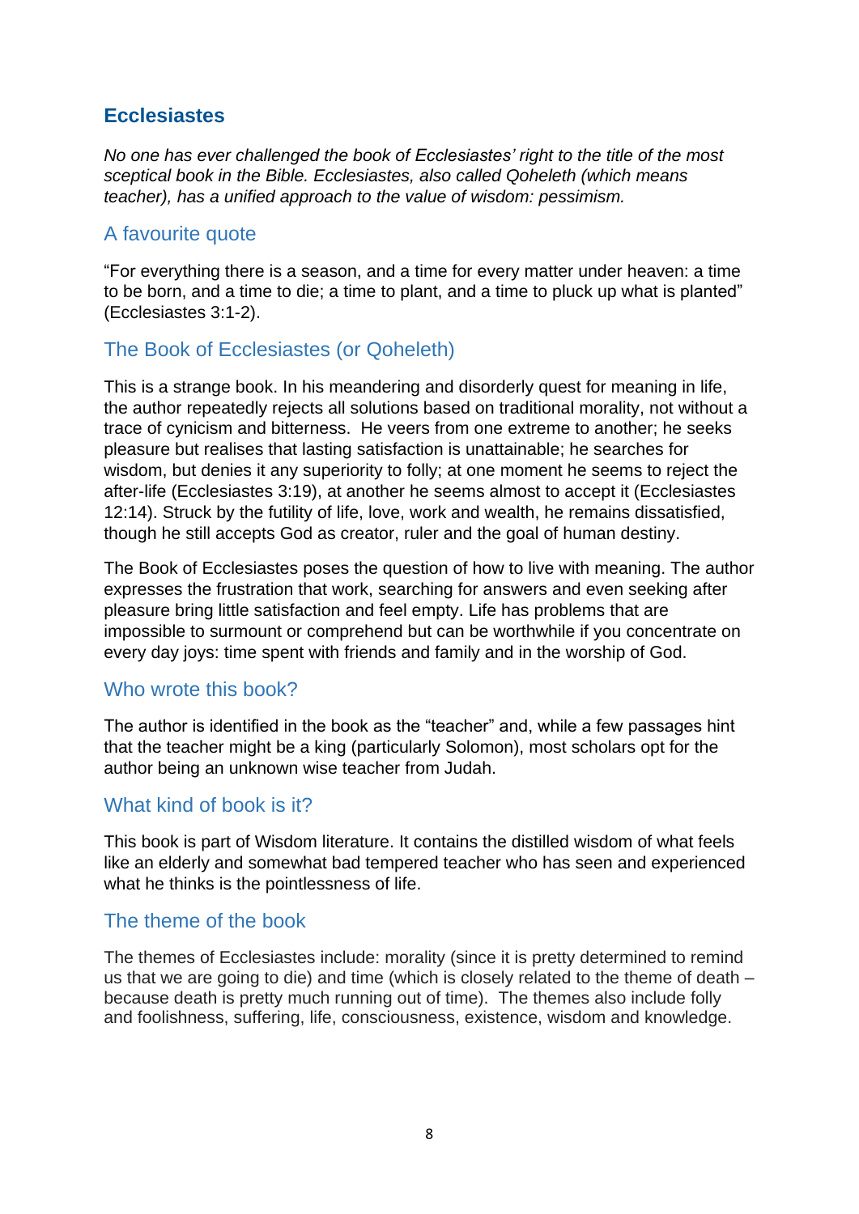## Ecclesiastes

*No one has ever challenged the book of Ecclesiastes' right to the title of the most sceptical book in the Bible. Ecclesiastes, also called Qoheleth (which means teacher), has a unified approach to the value of wisdom: pessimism.*

### A favourite quote

"For everything there is a season, and a time for every matter under heaven: a time to be born, and a time to die; a time to plant, and a time to pluck up what is planted" (Ecclesiastes 3:1-2).

### The Book of Ecclesiastes (or Qoheleth)

This is a strange book. In his meandering and disorderly quest for meaning in life, the author repeatedly rejects all solutions based on traditional morality, not without a trace of cynicism and bitterness. He veers from one extreme to another; he seeks pleasure but realises that lasting satisfaction is unattainable; he searches for wisdom, but denies it any superiority to folly; at one moment he seems to reject the after-life (Ecclesiastes 3:19), at another he seems almost to accept it (Ecclesiastes 12:14). Struck by the futility of life, love, work and wealth, he remains dissatisfied, though he still accepts God as creator, ruler and the goal of human destiny.

The Book of Ecclesiastes poses the question of how to live with meaning. The author expresses the frustration that work, searching for answers and even seeking after pleasure bring little satisfaction and feel empty. Life has problems that are impossible to surmount or comprehend but can be worthwhile if you concentrate on every day joys: time spent with friends and family and in the worship of God.

### Who wrote this book?

The author is identified in the book as the "teacher" and, while a few passages hint that the teacher might be a king (particularly Solomon), most scholars opt for the author being an unknown wise teacher from Judah.

### What kind of book is it?

This book is part of Wisdom literature. It contains the distilled wisdom of what feels like an elderly and somewhat bad tempered teacher who has seen and experienced what he thinks is the pointlessness of life.

### The theme of the book

The themes of Ecclesiastes include: morality (since it is pretty determined to remind us that we are going to die) and time (which is closely related to the theme of death – because death is pretty much running out of time). The themes also include folly and foolishness, suffering, life, consciousness, existence, wisdom and knowledge.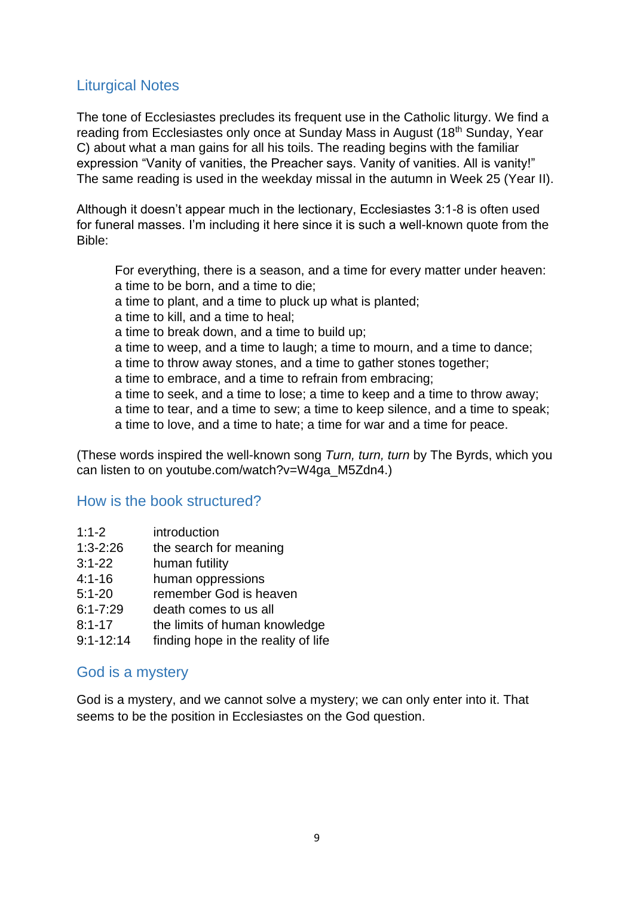## Liturgical Notes

The tone of Ecclesiastes precludes its frequent use in the Catholic liturgy. We find a reading from Ecclesiastes only once at Sunday Mass in August (18th Sunday, Year C) about what a man gains for all his toils. The reading begins with the familiar expression "Vanity of vanities, the Preacher says. Vanity of vanities. All is vanity!" The same reading is used in the weekday missal in the autumn in Week 25 (Year II).

Although it doesn't appear much in the lectionary, Ecclesiastes 3:1-8 is often used for funeral masses. I'm including it here since it is such a well-known quote from the Bible:

> For everything, there is a season, and a time for every matter under heaven:
> a time to be born, and a time to die;
> a time to plant, and a time to pluck up what is planted;
> a time to kill, and a time to heal;
> a time to break down, and a time to build up;
> a time to weep, and a time to laugh; a time to mourn, and a time to dance;
> a time to throw away stones, and a time to gather stones together;
> a time to embrace, and a time to refrain from embracing;
> a time to seek, and a time to lose; a time to keep and a time to throw away;
> a time to tear, and a time to sew; a time to keep silence, and a time to speak;
> a time to love, and a time to hate; a time for war and a time for peace.

(These words inspired the well-known song *Turn, turn, turn* by The Byrds, which you can listen to on youtube.com/watch?v=W4ga_M5Zdn4.)

## How is the book structured?

| | |
|---|---|
| 1:1-2 | introduction |
| 1:3-2:26 | the search for meaning |
| 3:1-22 | human futility |
| 4:1-16 | human oppressions |
| 5:1-20 | remember God is heaven |
| 6:1-7:29 | death comes to us all |
| 8:1-17 | the limits of human knowledge |
| 9:1-12:14 | finding hope in the reality of life |

## God is a mystery

God is a mystery, and we cannot solve a mystery; we can only enter into it. That seems to be the position in Ecclesiastes on the God question.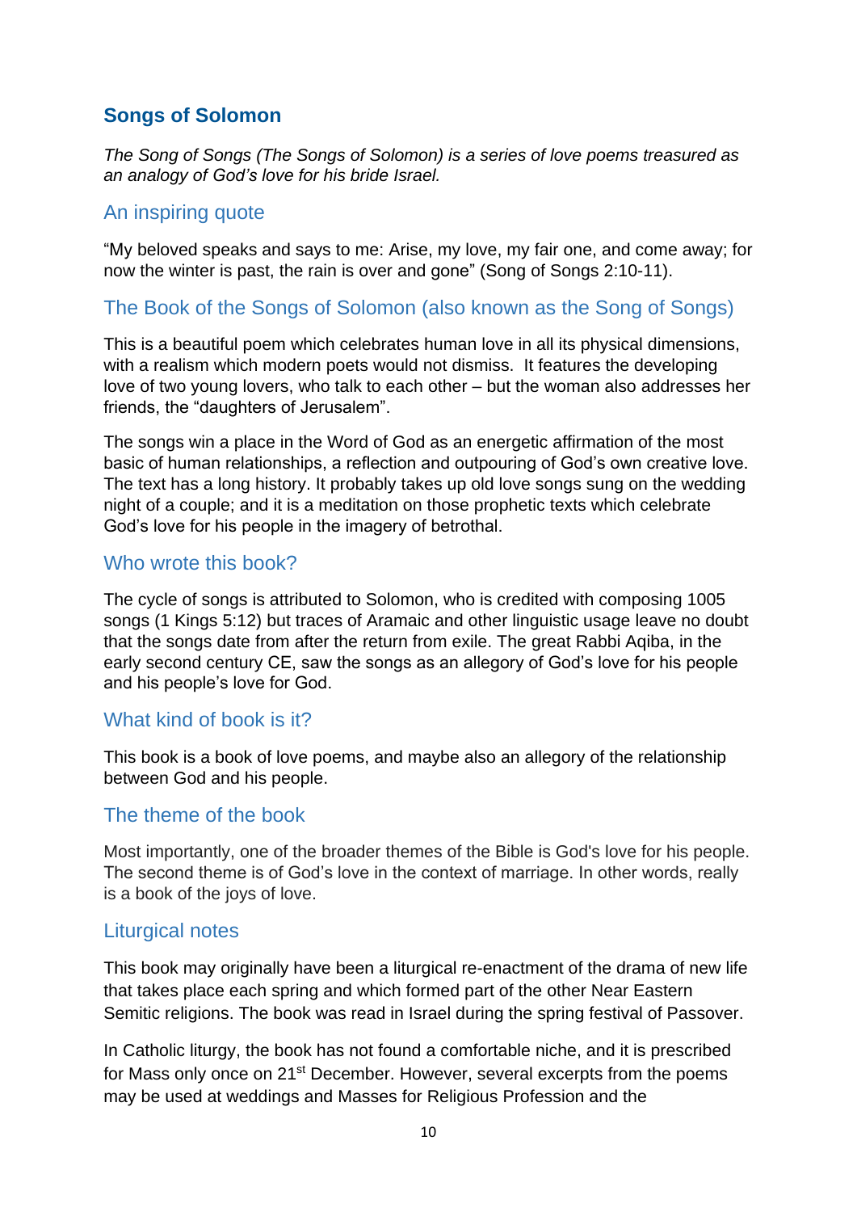## Songs of Solomon

*The Song of Songs (The Songs of Solomon) is a series of love poems treasured as an analogy of God's love for his bride Israel.*

### An inspiring quote

"My beloved speaks and says to me: Arise, my love, my fair one, and come away; for now the winter is past, the rain is over and gone" (Song of Songs 2:10-11).

### The Book of the Songs of Solomon (also known as the Song of Songs)

This is a beautiful poem which celebrates human love in all its physical dimensions, with a realism which modern poets would not dismiss. It features the developing love of two young lovers, who talk to each other – but the woman also addresses her friends, the "daughters of Jerusalem".

The songs win a place in the Word of God as an energetic affirmation of the most basic of human relationships, a reflection and outpouring of God's own creative love. The text has a long history. It probably takes up old love songs sung on the wedding night of a couple; and it is a meditation on those prophetic texts which celebrate God's love for his people in the imagery of betrothal.

### Who wrote this book?

The cycle of songs is attributed to Solomon, who is credited with composing 1005 songs (1 Kings 5:12) but traces of Aramaic and other linguistic usage leave no doubt that the songs date from after the return from exile. The great Rabbi Aqiba, in the early second century CE, saw the songs as an allegory of God's love for his people and his people's love for God.

### What kind of book is it?

This book is a book of love poems, and maybe also an allegory of the relationship between God and his people.

### The theme of the book

Most importantly, one of the broader themes of the Bible is God's love for his people. The second theme is of God's love in the context of marriage. In other words, really is a book of the joys of love.

### Liturgical notes

This book may originally have been a liturgical re-enactment of the drama of new life that takes place each spring and which formed part of the other Near Eastern Semitic religions. The book was read in Israel during the spring festival of Passover.

In Catholic liturgy, the book has not found a comfortable niche, and it is prescribed for Mass only once on 21st December. However, several excerpts from the poems may be used at weddings and Masses for Religious Profession and the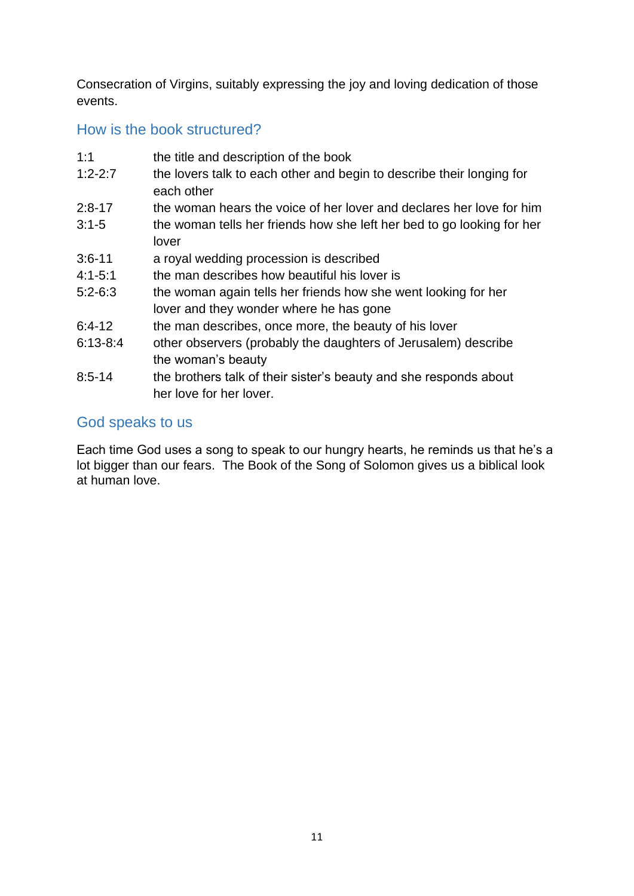Consecration of Virgins, suitably expressing the joy and loving dedication of those events.

## How is the book structured?

| | |
|---|---|
| 1:1 | the title and description of the book |
| 1:2-2:7 | the lovers talk to each other and begin to describe their longing for each other |
| 2:8-17 | the woman hears the voice of her lover and declares her love for him |
| 3:1-5 | the woman tells her friends how she left her bed to go looking for her lover |
| 3:6-11 | a royal wedding procession is described |
| 4:1-5:1 | the man describes how beautiful his lover is |
| 5:2-6:3 | the woman again tells her friends how she went looking for her lover and they wonder where he has gone |
| 6:4-12 | the man describes, once more, the beauty of his lover |
| 6:13-8:4 | other observers (probably the daughters of Jerusalem) describe the woman's beauty |
| 8:5-14 | the brothers talk of their sister's beauty and she responds about her love for her lover. |

## God speaks to us

Each time God uses a song to speak to our hungry hearts, he reminds us that he's a lot bigger than our fears. The Book of the Song of Solomon gives us a biblical look at human love.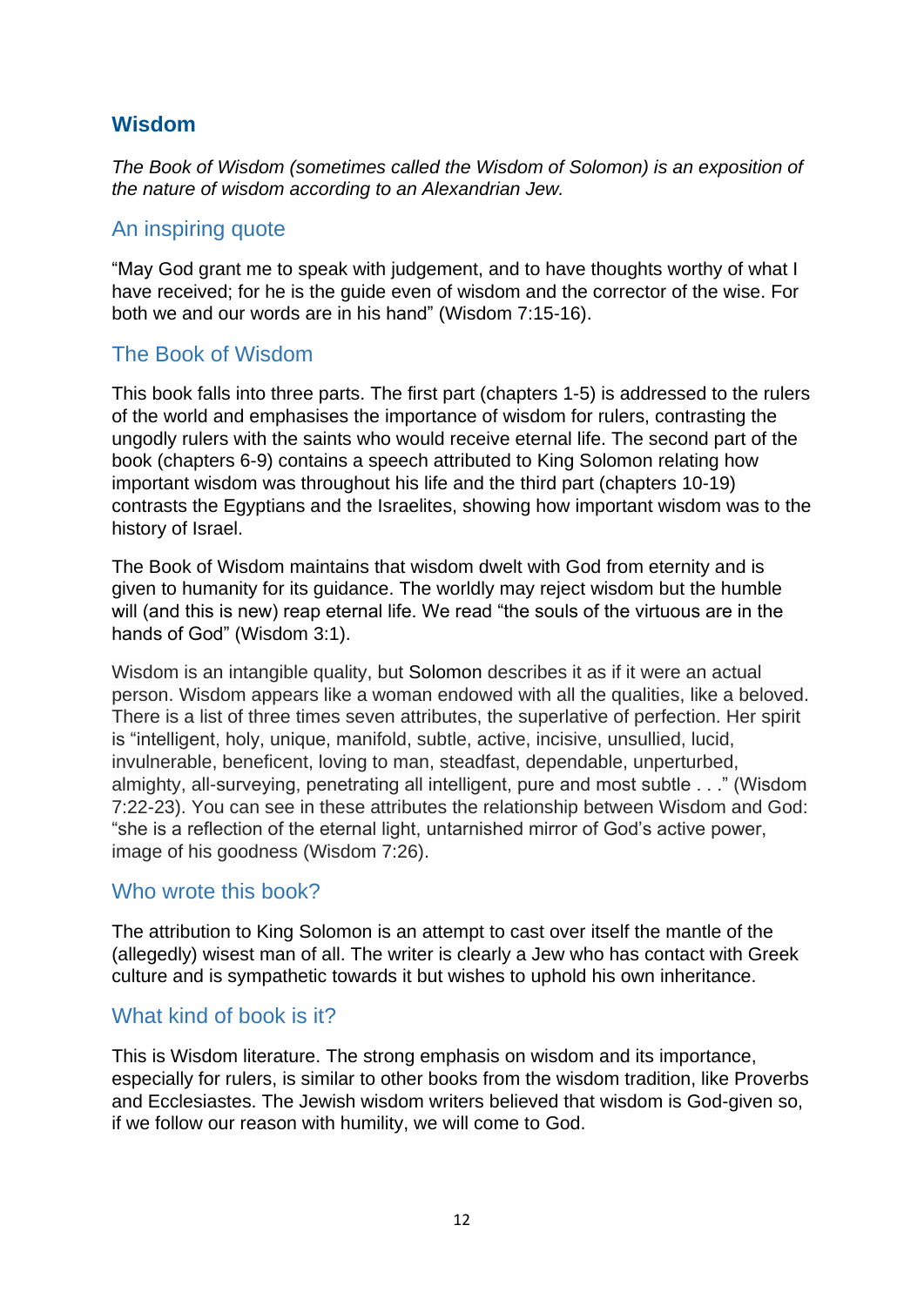## Wisdom

*The Book of Wisdom (sometimes called the Wisdom of Solomon) is an exposition of the nature of wisdom according to an Alexandrian Jew.*

### An inspiring quote

"May God grant me to speak with judgement, and to have thoughts worthy of what I have received; for he is the guide even of wisdom and the corrector of the wise. For both we and our words are in his hand" (Wisdom 7:15-16).

### The Book of Wisdom

This book falls into three parts. The first part (chapters 1-5) is addressed to the rulers of the world and emphasises the importance of wisdom for rulers, contrasting the ungodly rulers with the saints who would receive eternal life. The second part of the book (chapters 6-9) contains a speech attributed to King Solomon relating how important wisdom was throughout his life and the third part (chapters 10-19) contrasts the Egyptians and the Israelites, showing how important wisdom was to the history of Israel.

The Book of Wisdom maintains that wisdom dwelt with God from eternity and is given to humanity for its guidance. The worldly may reject wisdom but the humble will (and this is new) reap eternal life. We read "the souls of the virtuous are in the hands of God" (Wisdom 3:1).

Wisdom is an intangible quality, but Solomon describes it as if it were an actual person. Wisdom appears like a woman endowed with all the qualities, like a beloved. There is a list of three times seven attributes, the superlative of perfection. Her spirit is "intelligent, holy, unique, manifold, subtle, active, incisive, unsullied, lucid, invulnerable, beneficent, loving to man, steadfast, dependable, unperturbed, almighty, all-surveying, penetrating all intelligent, pure and most subtle . . ." (Wisdom 7:22-23). You can see in these attributes the relationship between Wisdom and God: "she is a reflection of the eternal light, untarnished mirror of God's active power, image of his goodness (Wisdom 7:26).

### Who wrote this book?

The attribution to King Solomon is an attempt to cast over itself the mantle of the (allegedly) wisest man of all. The writer is clearly a Jew who has contact with Greek culture and is sympathetic towards it but wishes to uphold his own inheritance.

### What kind of book is it?

This is Wisdom literature. The strong emphasis on wisdom and its importance, especially for rulers, is similar to other books from the wisdom tradition, like Proverbs and Ecclesiastes. The Jewish wisdom writers believed that wisdom is God-given so, if we follow our reason with humility, we will come to God.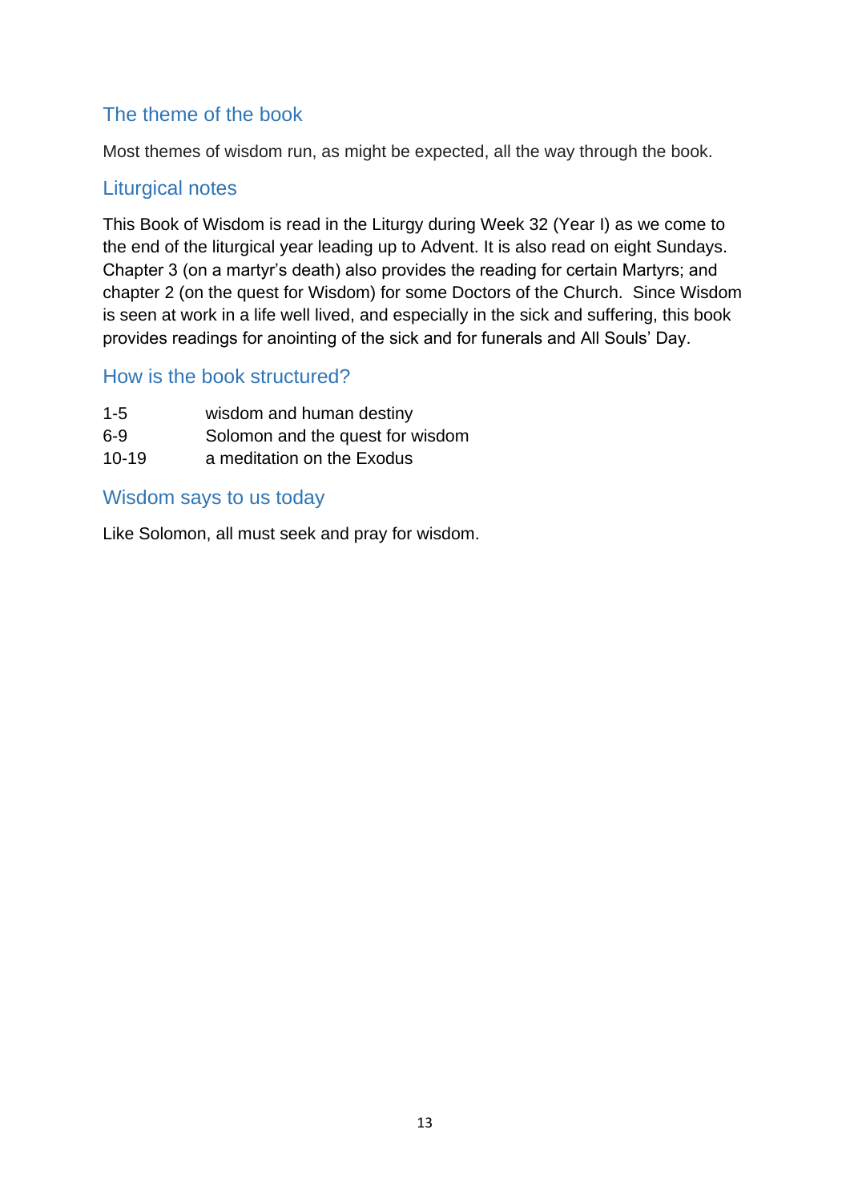## The theme of the book

Most themes of wisdom run, as might be expected, all the way through the book.

## Liturgical notes

This Book of Wisdom is read in the Liturgy during Week 32 (Year I) as we come to the end of the liturgical year leading up to Advent. It is also read on eight Sundays. Chapter 3 (on a martyr's death) also provides the reading for certain Martyrs; and chapter 2 (on the quest for Wisdom) for some Doctors of the Church. Since Wisdom is seen at work in a life well lived, and especially in the sick and suffering, this book provides readings for anointing of the sick and for funerals and All Souls' Day.

## How is the book structured?

| | |
|---|---|
| 1-5 | wisdom and human destiny |
| 6-9 | Solomon and the quest for wisdom |
| 10-19 | a meditation on the Exodus |

## Wisdom says to us today

Like Solomon, all must seek and pray for wisdom.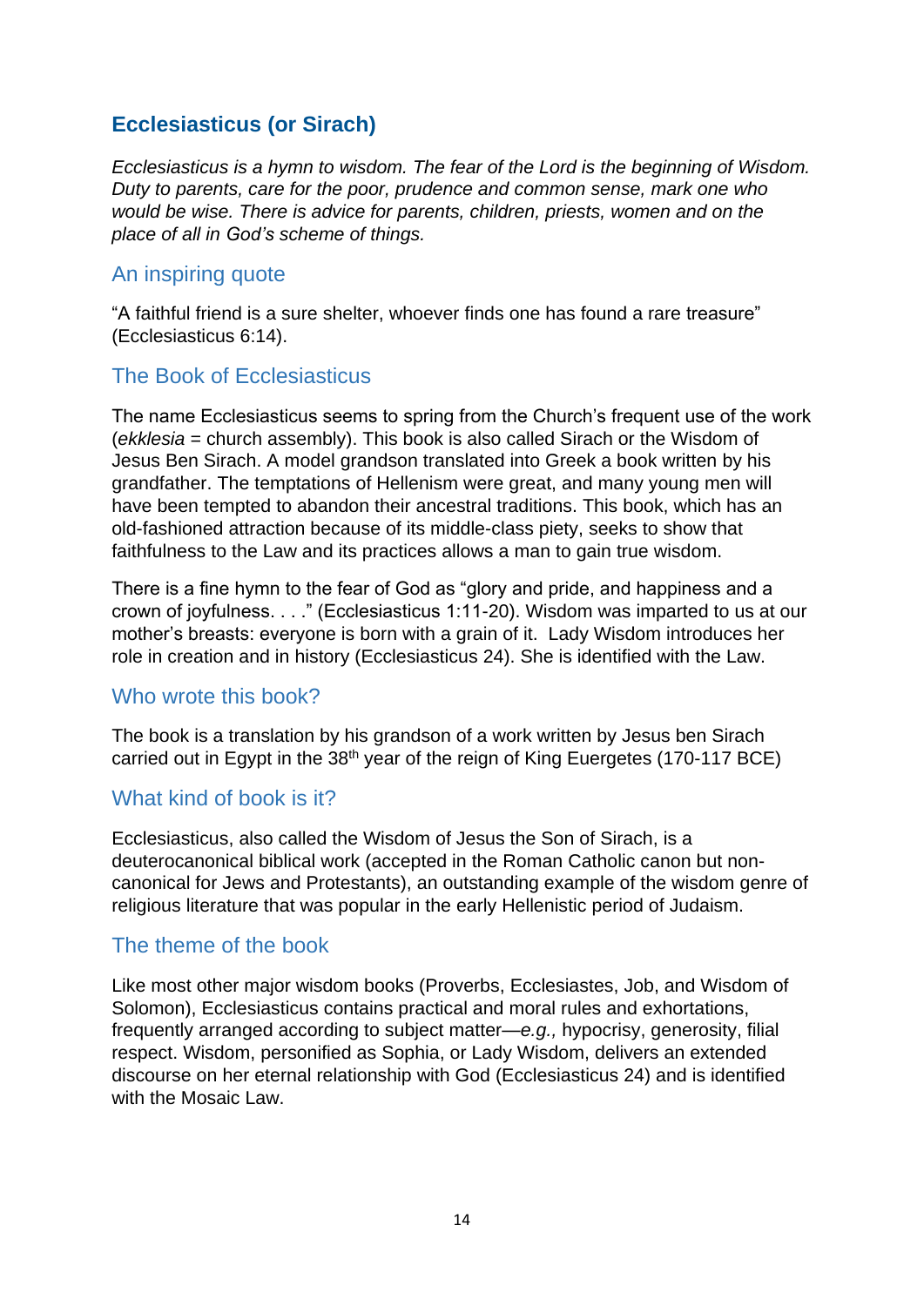## Ecclesiasticus (or Sirach)

*Ecclesiasticus is a hymn to wisdom. The fear of the Lord is the beginning of Wisdom. Duty to parents, care for the poor, prudence and common sense, mark one who would be wise. There is advice for parents, children, priests, women and on the place of all in God's scheme of things.*

### An inspiring quote

"A faithful friend is a sure shelter, whoever finds one has found a rare treasure" (Ecclesiasticus 6:14).

### The Book of Ecclesiasticus

The name Ecclesiasticus seems to spring from the Church's frequent use of the work (*ekklesia* = church assembly). This book is also called Sirach or the Wisdom of Jesus Ben Sirach. A model grandson translated into Greek a book written by his grandfather. The temptations of Hellenism were great, and many young men will have been tempted to abandon their ancestral traditions. This book, which has an old-fashioned attraction because of its middle-class piety, seeks to show that faithfulness to the Law and its practices allows a man to gain true wisdom.

There is a fine hymn to the fear of God as "glory and pride, and happiness and a crown of joyfulness. . . ." (Ecclesiasticus 1:11-20). Wisdom was imparted to us at our mother's breasts: everyone is born with a grain of it. Lady Wisdom introduces her role in creation and in history (Ecclesiasticus 24). She is identified with the Law.

### Who wrote this book?

The book is a translation by his grandson of a work written by Jesus ben Sirach carried out in Egypt in the 38th year of the reign of King Euergetes (170-117 BCE)

### What kind of book is it?

Ecclesiasticus, also called the Wisdom of Jesus the Son of Sirach, is a deuterocanonical biblical work (accepted in the Roman Catholic canon but non-canonical for Jews and Protestants), an outstanding example of the wisdom genre of religious literature that was popular in the early Hellenistic period of Judaism.

### The theme of the book

Like most other major wisdom books (Proverbs, Ecclesiastes, Job, and Wisdom of Solomon), Ecclesiasticus contains practical and moral rules and exhortations, frequently arranged according to subject matter—*e.g.,* hypocrisy, generosity, filial respect. Wisdom, personified as Sophia, or Lady Wisdom, delivers an extended discourse on her eternal relationship with God (Ecclesiasticus 24) and is identified with the Mosaic Law.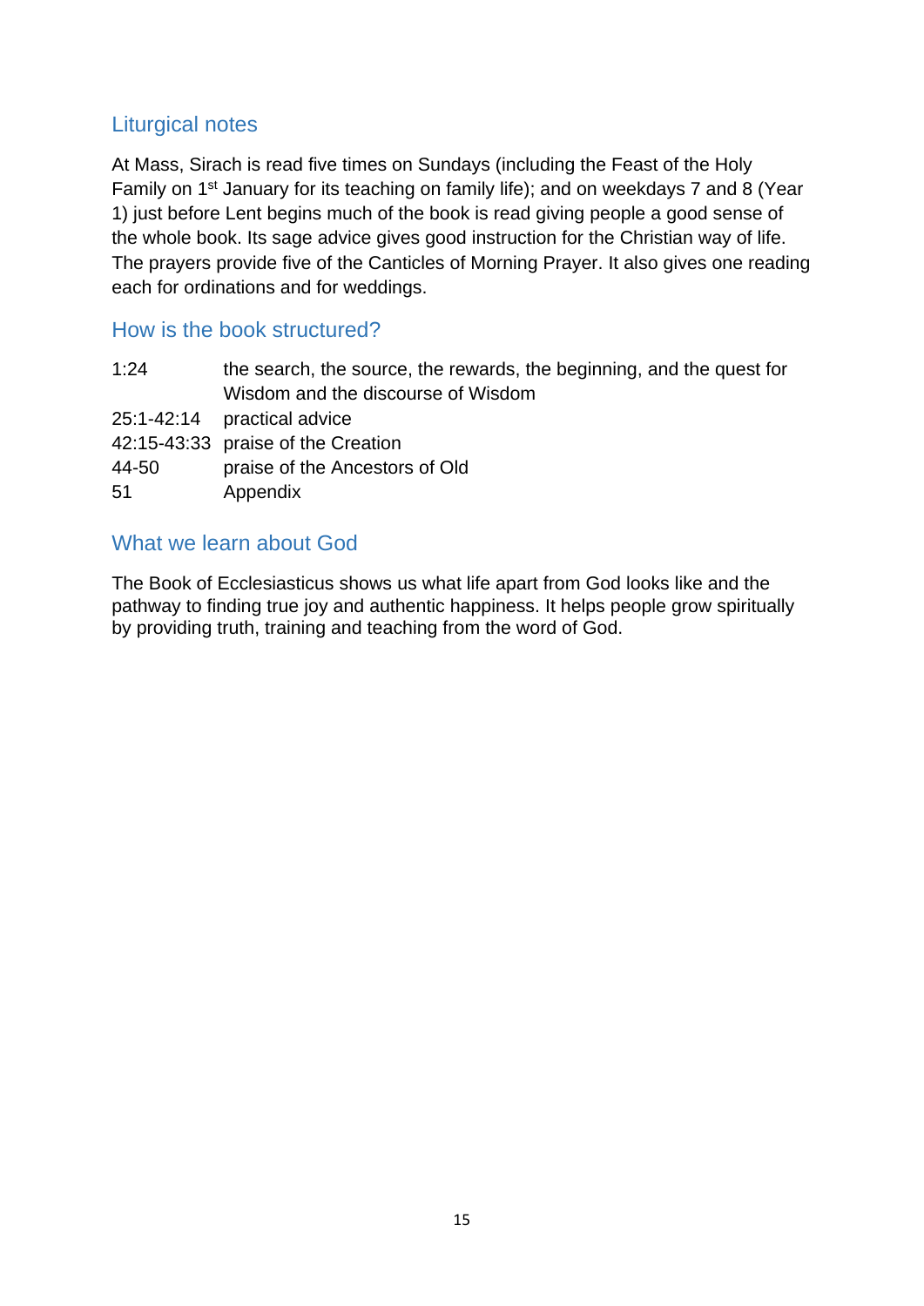## Liturgical notes

At Mass, Sirach is read five times on Sundays (including the Feast of the Holy Family on 1st January for its teaching on family life); and on weekdays 7 and 8 (Year 1) just before Lent begins much of the book is read giving people a good sense of the whole book. Its sage advice gives good instruction for the Christian way of life. The prayers provide five of the Canticles of Morning Prayer. It also gives one reading each for ordinations and for weddings.

## How is the book structured?

| | |
|---|---|
| 1:24 | the search, the source, the rewards, the beginning, and the quest for Wisdom and the discourse of Wisdom |
| 25:1-42:14 | practical advice |
| 42:15-43:33 | praise of the Creation |
| 44-50 | praise of the Ancestors of Old |
| 51 | Appendix |

## What we learn about God

The Book of Ecclesiasticus shows us what life apart from God looks like and the pathway to finding true joy and authentic happiness. It helps people grow spiritually by providing truth, training and teaching from the word of God.